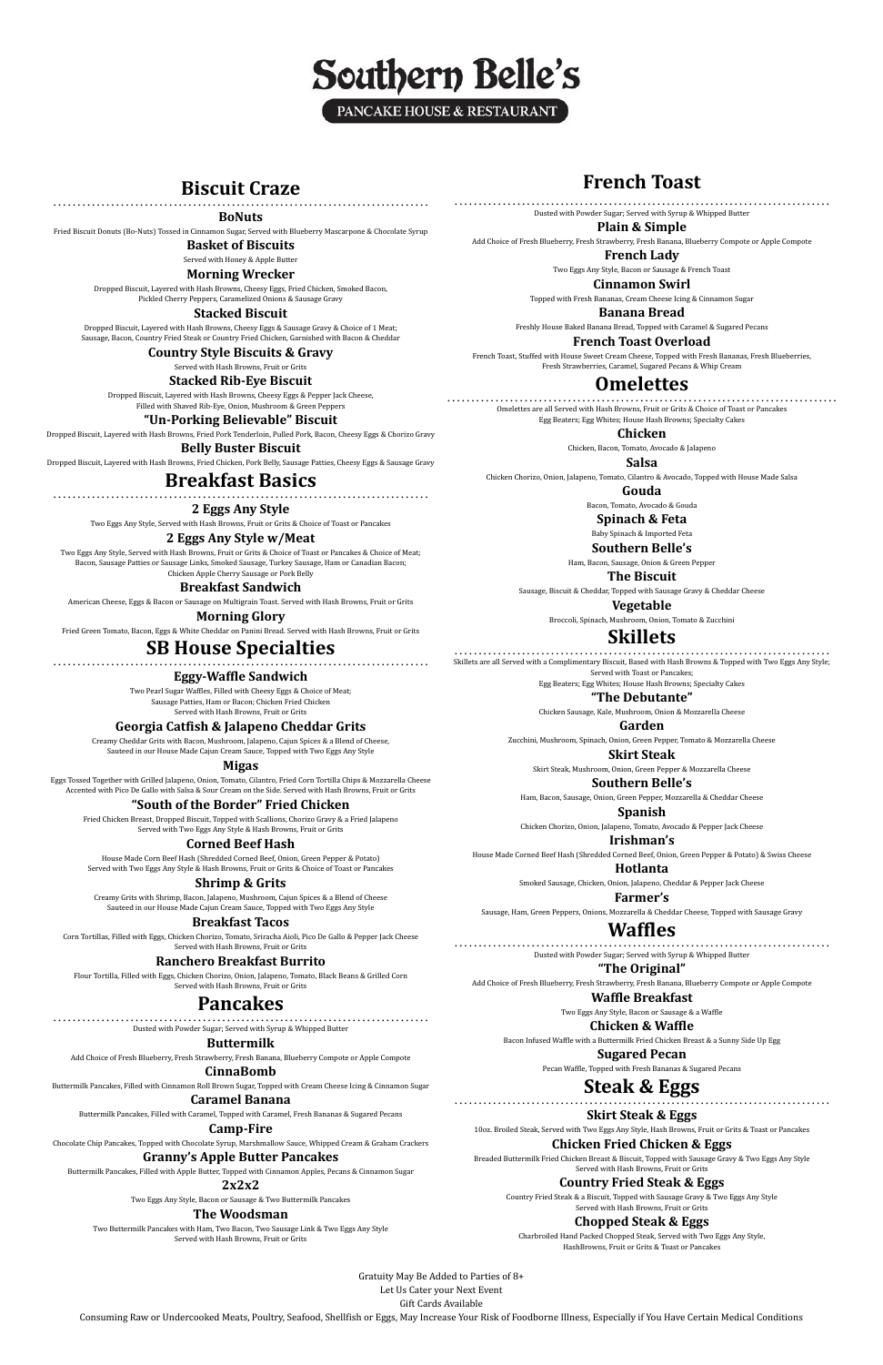# Southern Belle's

PANCAKE HOUSE & RESTAURANT

## Biscuit Craze

### BoNuts

Fried Biscuit Donuts (Bo-Nuts) Tossed in Cinnamon Sugar, Served with Blueberry Mascarpone & Chocolate Syrup

### Basket of Biscuits

Served with Honey & Apple Butter

### Morning Wrecker

Dropped Biscuit, Layered with Hash Browns, Cheesy Eggs, Fried Chicken, Smoked Bacon, Pickled Cherry Peppers, Caramelized Onions & Sausage Gravy

### Stacked Biscuit

Dropped Biscuit, Layered with Hash Browns, Cheesy Eggs & Sausage Gravy & Choice of 1 Meat; Sausage, Bacon, Country Fried Steak or Country Fried Chicken, Garnished with Bacon & Cheddar

### Country Style Biscuits & Gravy

Served with Hash Browns, Fruit or Grits

### Stacked Rib-Eye Biscuit

Dropped Biscuit, Layered with Hash Browns, Cheesy Eggs & Pepper Jack Cheese, Filled with Shaved Rib-Eye, Onion, Mushroom & Green Peppers

### "Un-Porking Believable" Biscuit

Dropped Biscuit, Layered with Hash Browns, Fried Pork Tenderloin, Pulled Pork, Bacon, Cheesy Eggs & Chorizo Gravy

### Belly Buster Biscuit

Dropped Biscuit, Layered with Hash Browns, Fried Chicken, Pork Belly, Sausage Patties, Cheesy Eggs & Sausage Gravy

## Breakfast Basics

### 2 Eggs Any Style

Two Eggs Any Style, Served with Hash Browns, Fruit or Grits & Choice of Toast or Pancakes

### 2 Eggs Any Style w/Meat

Two Eggs Any Style, Served with Hash Browns, Fruit or Grits & Choice of Toast or Pancakes & Choice of Meat; Bacon, Sausage Patties or Sausage Links, Smoked Sausage, Turkey Sausage, Ham or Canadian Bacon; Chicken Apple Cherry Sausage or Pork Belly

### Breakfast Sandwich

American Cheese, Eggs & Bacon or Sausage on Multigrain Toast. Served with Hash Browns, Fruit or Grits

### Morning Glory

Fried Green Tomato, Bacon, Eggs & White Cheddar on Panini Bread. Served with Hash Browns, Fruit or Grits

## SB House Specialties

### Eggy-Waffle Sandwich

Two Pearl Sugar Waffles, Filled with Cheesy Eggs & Choice of Meat; Sausage Patties, Ham or Bacon; Chicken Fried Chicken Served with Hash Browns, Fruit or Grits

### Georgia Catfish & Jalapeno Cheddar Grits

Creamy Cheddar Grits with Bacon, Mushroom, Jalapeno, Cajun Spices & a Blend of Cheese, Sauteed in our House Made Cajun Cream Sauce, Topped with Two Eggs Any Style

### Migas

Eggs Tossed Together with Grilled Jalapeno, Onion, Tomato, Cilantro, Fried Corn Tortilla Chips & Mozzarella Cheese Accented with Pico De Gallo with Salsa & Sour Cream on the Side. Served with Hash Browns, Fruit or Grits

### "South of the Border" Fried Chicken

Fried Chicken Breast, Dropped Biscuit, Topped with Scallions, Chorizo Gravy & a Fried Jalapeno Served with Two Eggs Any Style & Hash Browns, Fruit or Grits

### Corned Beef Hash

House Made Corn Beef Hash (Shredded Corned Beef, Onion, Green Pepper & Potato) Served with Two Eggs Any Style & Hash Browns, Fruit or Grits & Choice of Toast or Pancakes

### Shrimp & Grits

Creamy Grits with Shrimp, Bacon, Jalapeno, Mushroom, Cajun Spices & a Blend of Cheese Sauteed in our House Made Cajun Cream Sauce, Topped with Two Eggs Any Style

### Breakfast Tacos

Corn Tortillas, Filled with Eggs, Chicken Chorizo, Tomato, Sriracha Aioli, Pico De Gallo & Pepper Jack Cheese Served with Hash Browns, Fruit or Grits

### Ranchero Breakfast Burrito

Flour Tortilla, Filled with Eggs, Chicken Chorizo, Onion, Jalapeno, Tomato, Black Beans & Grilled Corn Served with Hash Browns, Fruit or Grits

## Pancakes

Dusted with Powder Sugar; Served with Syrup & Whipped Butter

### Buttermilk

Add Choice of Fresh Blueberry, Fresh Strawberry, Fresh Banana, Blueberry Compote or Apple Compote

### CinnaBomb

Buttermilk Pancakes, Filled with Cinnamon Roll Brown Sugar, Topped with Cream Cheese Icing & Cinnamon Sugar

### Caramel Banana

Buttermilk Pancakes, Filled with Caramel, Topped with Caramel, Fresh Bananas & Sugared Pecans

### Camp-Fire

Chocolate Chip Pancakes, Topped with Chocolate Syrup, Marshmallow Sauce, Whipped Cream & Graham Crackers

### Granny's Apple Butter Pancakes

Buttermilk Pancakes, Filled with Apple Butter, Topped with Cinnamon Apples, Pecans & Cinnamon Sugar

### 2x2x2

Two Eggs Any Style, Bacon or Sausage & Two Buttermilk Pancakes

### The Woodsman

Two Buttermilk Pancakes with Ham, Two Bacon, Two Sausage Link & Two Eggs Any Style Served with Hash Browns, Fruit or Grits

## French Toast

Dusted with Powder Sugar; Served with Syrup & Whipped Butter

### Plain & Simple

Add Choice of Fresh Blueberry, Fresh Strawberry, Fresh Banana, Blueberry Compote or Apple Compote

### French Lady

Two Eggs Any Style, Bacon or Sausage & French Toast

### Cinnamon Swirl

Topped with Fresh Bananas, Cream Cheese Icing & Cinnamon Sugar

### Banana Bread

Freshly House Baked Banana Bread, Topped with Caramel & Sugared Pecans

### French Toast Overload

French Toast, Stuffed with House Sweet Cream Cheese, Topped with Fresh Bananas, Fresh Blueberries, Fresh Strawberries, Caramel, Sugared Pecans & Whip Cream

## Omelettes

Omelettes are all Served with Hash Browns, Fruit or Grits & Choice of Toast or Pancakes Egg Beaters; Egg Whites; House Hash Browns; Specialty Cakes

### Chicken

Chicken, Bacon, Tomato, Avocado & Jalapeno

### Salsa

Chicken Chorizo, Onion, Jalapeno, Tomato, Cilantro & Avocado, Topped with House Made Salsa

### Gouda

Bacon, Tomato, Avocado & Gouda

### Spinach & Feta

Baby Spinach & Imported Feta

### Southern Belle's

Ham, Bacon, Sausage, Onion & Green Pepper

### The Biscuit

Sausage, Biscuit & Cheddar, Topped with Sausage Gravy & Cheddar Cheese

### Vegetable

Broccoli, Spinach, Mushroom, Onion, Tomato & Zucchini

## Skillets

Skillets are all Served with a Complimentary Biscuit, Based with Hash Browns & Topped with Two Eggs Any Style; Served with Toast or Pancakes; Egg Beaters; Egg Whites; House Hash Browns; Specialty Cakes

### "The Debutante"

Chicken Sausage, Kale, Mushroom, Onion & Mozzarella Cheese

### Garden

Zucchini, Mushroom, Spinach, Onion, Green Pepper, Tomato & Mozzarella Cheese

### Skirt Steak

Skirt Steak, Mushroom, Onion, Green Pepper & Mozzarella Cheese

### Southern Belle's

Ham, Bacon, Sausage, Onion, Green Pepper, Mozzarella & Cheddar Cheese

### Spanish

Chicken Chorizo, Onion, Jalapeno, Tomato, Avocado & Pepper Jack Cheese

### Irishman's

House Made Corned Beef Hash (Shredded Corned Beef, Onion, Green Pepper & Potato) & Swiss Cheese

### Hotlanta

Smoked Sausage, Chicken, Onion, Jalapeno, Cheddar & Pepper Jack Cheese

### Farmer's

Sausage, Ham, Green Peppers, Onions, Mozzarella & Cheddar Cheese, Topped with Sausage Gravy

## Waffles

Dusted with Powder Sugar; Served with Syrup & Whipped Butter

### "The Original"

Add Choice of Fresh Blueberry, Fresh Strawberry, Fresh Banana, Blueberry Compote or Apple Compote

### Waffle Breakfast

Two Eggs Any Style, Bacon or Sausage & a Waffle

### Chicken & Waffle

Bacon Infused Waffle with a Buttermilk Fried Chicken Breast & a Sunny Side Up Egg

### Sugared Pecan

Pecan Waffle, Topped with Fresh Bananas & Sugared Pecans

## Steak & Eggs

### Skirt Steak & Eggs

10oz. Broiled Steak, Served with Two Eggs Any Style, Hash Browns, Fruit or Grits & Toast or Pancakes

### Chicken Fried Chicken & Eggs

Breaded Buttermilk Fried Chicken Breast & Biscuit, Topped with Sausage Gravy & Two Eggs Any Style Served with Hash Browns, Fruit or Grits

### Country Fried Steak & Eggs

Country Fried Steak & a Biscuit, Topped with Sausage Gravy & Two Eggs Any Style Served with Hash Browns, Fruit or Grits

### Chopped Steak & Eggs

Charbroiled Hand Packed Chopped Steak, Served with Two Eggs Any Style, HashBrowns, Fruit or Grits & Toast or Pancakes

Gratuity May Be Added to Parties of 8+

Let Us Cater your Next Event

Gift Cards Available

Consuming Raw or Undercooked Meats, Poultry, Seafood, Shellfish or Eggs, May Increase Your Risk of Foodborne Illness, Especially if You Have Certain Medical Conditions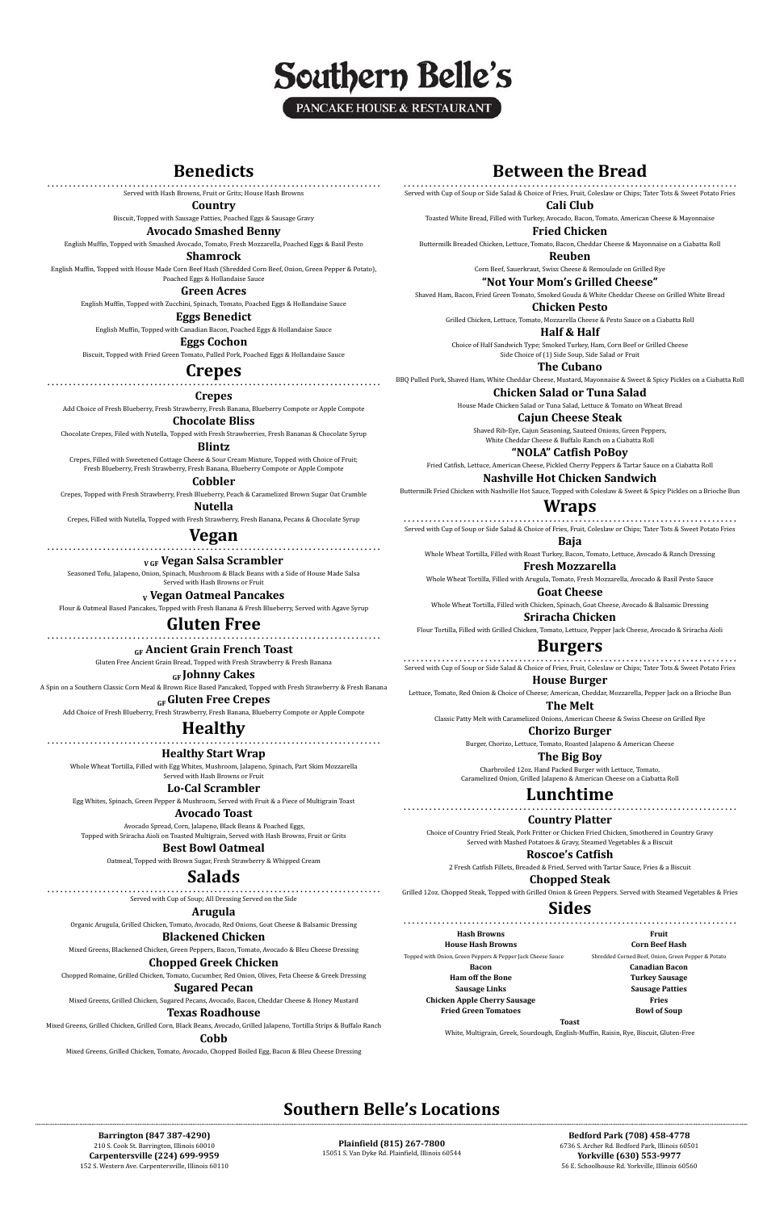# Southern Belle's

PANCAKE HOUSE & RESTAURANT

## Benedicts

Served with Hash Browns, Fruit or Grits; House Hash Browns

### Country

Biscuit, Topped with Sausage Patties, Poached Eggs & Sausage Gravy

### Avocado Smashed Benny

English Muffin, Topped with Smashed Avocado, Tomato, Fresh Mozzarella, Poached Eggs & Basil Pesto

### Shamrock

English Muffin, Topped with House Made Corn Beef Hash (Shredded Corn Beef, Onion, Green Pepper & Potato), Poached Eggs & Hollandaise Sauce

### Green Acres

English Muffin, Topped with Zucchini, Spinach, Tomato, Poached Eggs & Hollandaise Sauce

### Eggs Benedict

English Muffin, Topped with Canadian Bacon, Poached Eggs & Hollandaise Sauce

### Eggs Cochon

Biscuit, Topped with Fried Green Tomato, Pulled Pork, Poached Eggs & Hollandaise Sauce

## Crepes

### Crepes

Add Choice of Fresh Blueberry, Fresh Strawberry, Fresh Banana, Blueberry Compote or Apple Compote

### Chocolate Bliss

Chocolate Crepes, Filed with Nutella, Topped with Fresh Strawberries, Fresh Bananas & Chocolate Syrup

### Blintz

Crepes, Filled with Sweetened Cottage Cheese & Sour Cream Mixture, Topped with Choice of Fruit; Fresh Blueberry, Fresh Strawberry, Fresh Banana, Blueberry Compote or Apple Compote

### Cobbler

Crepes, Topped with Fresh Strawberry, Fresh Blueberry, Peach & Caramelized Brown Sugar Oat Crumble

### Nutella

Crepes, Filled with Nutella, Topped with Fresh Strawberry, Fresh Banana, Pecans & Chocolate Syrup

## Vegan

### V GF Vegan Salsa Scrambler

Seasoned Tofu, Jalapeno, Onion, Spinach, Mushroom & Black Beans with a Side of House Made Salsa Served with Hash Browns or Fruit

### V Vegan Oatmeal Pancakes

Flour & Oatmeal Based Pancakes, Topped with Fresh Banana & Fresh Blueberry, Served with Agave Syrup

## Gluten Free

### GF Ancient Grain French Toast

Gluten Free Ancient Grain Bread, Topped with Fresh Strawberry & Fresh Banana

### GF Johnny Cakes

A Spin on a Southern Classic Corn Meal & Brown Rice Based Pancaked, Topped with Fresh Strawberry & Fresh Banana

### GF Gluten Free Crepes

Add Choice of Fresh Blueberry, Fresh Strawberry, Fresh Banana, Blueberry Compote or Apple Compote

## Healthy

### Healthy Start Wrap

Whole Wheat Tortilla, Filled with Egg Whites, Mushroom, Jalapeno, Spinach, Part Skim Mozzarella Served with Hash Browns or Fruit

### Lo-Cal Scrambler

Egg Whites, Spinach, Green Pepper & Mushroom, Served with Fruit & a Piece of Multigrain Toast

### Avocado Toast

Avocado Spread, Corn, Jalapeno, Black Beans & Poached Eggs, Topped with Sriracha Aioli on Toasted Multigrain, Served with Hash Browns, Fruit or Grits

### Best Bowl Oatmeal

Oatmeal, Topped with Brown Sugar, Fresh Strawberry & Whipped Cream

## Salads

Served with Cup of Soup; All Dressing Served on the Side

### Arugula

Organic Arugula, Grilled Chicken, Tomato, Avocado, Red Onions, Goat Cheese & Balsamic Dressing

### Blackened Chicken

Mixed Greens, Blackened Chicken, Green Peppers, Bacon, Tomato, Avocado & Bleu Cheese Dressing

### Chopped Greek Chicken

Chopped Romaine, Grilled Chicken, Tomato, Cucumber, Red Onion, Olives, Feta Cheese & Greek Dressing

### Sugared Pecan

Mixed Greens, Grilled Chicken, Sugared Pecans, Avocado, Bacon, Cheddar Cheese & Honey Mustard

### Texas Roadhouse

Mixed Greens, Grilled Chicken, Grilled Corn, Black Beans, Avocado, Grilled Jalapeno, Tortilla Strips & Buffalo Ranch

### Cobb

Mixed Greens, Grilled Chicken, Tomato, Avocado, Chopped Boiled Egg, Bacon & Bleu Cheese Dressing

## Between the Bread

Served with Cup of Soup or Side Salad & Choice of Fries, Fruit, Coleslaw or Chips; Tater Tots & Sweet Potato Fries

### Cali Club

Toasted White Bread, Filled with Turkey, Avocado, Bacon, Tomato, American Cheese & Mayonnaise

### Fried Chicken

Buttermilk Breaded Chicken, Lettuce, Tomato, Bacon, Cheddar Cheese & Mayonnaise on a Ciabatta Roll

### Reuben

Corn Beef, Sauerkraut, Swiss Cheese & Remoulade on Grilled Rye

### "Not Your Mom's Grilled Cheese"

Shaved Ham, Bacon, Fried Green Tomato, Smoked Gouda & White Cheddar Cheese on Grilled White Bread

### Chicken Pesto

Grilled Chicken, Lettuce, Tomato, Mozzarella Cheese & Pesto Sauce on a Ciabatta Roll

### Half & Half

Choice of Half Sandwich Type; Smoked Turkey, Ham, Corn Beef or Grilled Cheese Side Choice of (1) Side Soup, Side Salad or Fruit

### The Cubano

BBQ Pulled Pork, Shaved Ham, White Cheddar Cheese, Mustard, Mayonnaise & Sweet & Spicy Pickles on a Ciabatta Roll

### Chicken Salad or Tuna Salad

House Made Chicken Salad or Tuna Salad, Lettuce & Tomato on Wheat Bread

### Cajun Cheese Steak

Shaved Rib-Eye, Cajun Seasoning, Sauteed Onions, Green Peppers, White Cheddar Cheese & Buffalo Ranch on a Ciabatta Roll

### "NOLA" Catfish PoBoy

Fried Catfish, Lettuce, American Cheese, Pickled Cherry Peppers & Tartar Sauce on a Ciabatta Roll

### Nashville Hot Chicken Sandwich

Buttermilk Fried Chicken with Nashville Hot Sauce, Topped with Coleslaw & Sweet & Spicy Pickles on a Brioche Bun

## Wraps

Served with Cup of Soup or Side Salad & Choice of Fries, Fruit, Coleslaw or Chips; Tater Tots & Sweet Potato Fries

### Baja

Whole Wheat Tortilla, Filled with Roast Turkey, Bacon, Tomato, Lettuce, Avocado & Ranch Dressing

### Fresh Mozzarella

Whole Wheat Tortilla, Filled with Arugula, Tomato, Fresh Mozzarella, Avocado & Basil Pesto Sauce

### Goat Cheese

Whole Wheat Tortilla, Filled with Chicken, Spinach, Goat Cheese, Avocado & Balsamic Dressing

### Sriracha Chicken

Flour Tortilla, Filled with Grilled Chicken, Tomato, Lettuce, Pepper Jack Cheese, Avocado & Sriracha Aioli

## Burgers

Served with Cup of Soup or Side Salad & Choice of Fries, Fruit, Coleslaw or Chips; Tater Tots & Sweet Potato Fries

### House Burger

Lettuce, Tomato, Red Onion & Choice of Cheese; American, Cheddar, Mozzarella, Pepper Jack on a Brioche Bun

### The Melt

Classic Patty Melt with Caramelized Onions, American Cheese & Swiss Cheese on Grilled Rye

### Chorizo Burger

Burger, Chorizo, Lettuce, Tomato, Roasted Jalapeno & American Cheese

### The Big Boy

Charbroiled 12oz. Hand Packed Burger with Lettuce, Tomato, Caramelized Onion, Grilled Jalapeno & American Cheese on a Ciabatta Roll

## Lunchtime

### Country Platter

Choice of Country Fried Steak, Pork Fritter or Chicken Fried Chicken, Smothered in Country Gravy Served with Mashed Potatoes & Gravy, Steamed Vegetables & a Biscuit

### Roscoe's Catfish

2 Fresh Catfish Fillets, Breaded & Fried, Served with Tartar Sauce, Fries & a Biscuit

### Chopped Steak

Grilled 12oz. Chopped Steak, Topped with Grilled Onion & Green Peppers. Served with Steamed Vegetables & Fries

## Sides

**Hash Browns**

**House Hash Browns**

Topped with Onion, Green Peppers & Pepper Jack Cheese Sauce

**Bacon**

**Ham off the Bone**

**Sausage Links**

**Chicken Apple Cherry Sausage**

**Fried Green Tomatoes**

**Fruit**

**Corn Beef Hash**

Shredded Corned Beef, Onion, Green Pepper & Potato

**Canadian Bacon**

**Turkey Sausage**

**Sausage Patties**

**Fries**

**Bowl of Soup**

**Toast**

White, Multigrain, Greek, Sourdough, English-Muffin, Raisin, Rye, Biscuit, Gluten-Free

## Southern Belle's Locations

**Barrington (847 387-4290)**
210 S. Cook St. Barrington, Illinois 60010

**Carpentersville (224) 699-9959**
152 S. Western Ave. Carpentersville, Illinois 60110

**Plainfield (815) 267-7800**
15051 S. Van Dyke Rd. Plainfield, Illinois 60544

**Bedford Park (708) 458-4778**
6736 S. Archer Rd. Bedford Park, Illinois 60501

**Yorkville (630) 553-9977**
56 E. Schoolhouse Rd. Yorkville, Illinois 60560